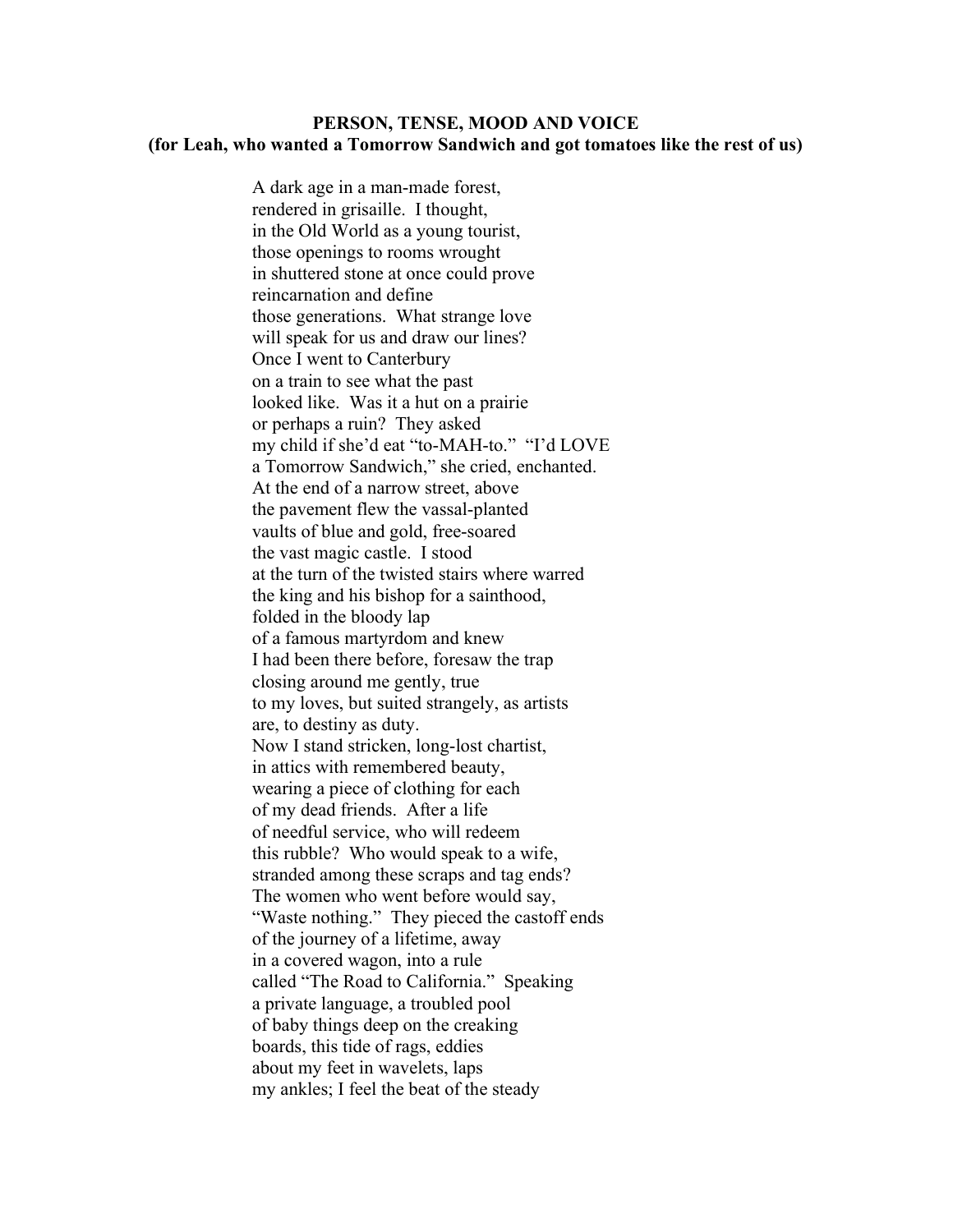**PERSON, TENSE, MOOD AND VOICE**
**(for Leah, who wanted a Tomorrow Sandwich and got tomatoes like the rest of us)**

A dark age in a man-made forest,
rendered in grisaille. I thought,
in the Old World as a young tourist,
those openings to rooms wrought
in shuttered stone at once could prove
reincarnation and define
those generations. What strange love
will speak for us and draw our lines?
Once I went to Canterbury
on a train to see what the past
looked like. Was it a hut on a prairie
or perhaps a ruin? They asked
my child if she'd eat "to-MAH-to." "I'd LOVE
a Tomorrow Sandwich," she cried, enchanted.
At the end of a narrow street, above
the pavement flew the vassal-planted
vaults of blue and gold, free-soared
the vast magic castle. I stood
at the turn of the twisted stairs where warred
the king and his bishop for a sainthood,
folded in the bloody lap
of a famous martyrdom and knew
I had been there before, foresaw the trap
closing around me gently, true
to my loves, but suited strangely, as artists
are, to destiny as duty.
Now I stand stricken, long-lost chartist,
in attics with remembered beauty,
wearing a piece of clothing for each
of my dead friends. After a life
of needful service, who will redeem
this rubble? Who would speak to a wife,
stranded among these scraps and tag ends?
The women who went before would say,
"Waste nothing." They pieced the castoff ends
of the journey of a lifetime, away
in a covered wagon, into a rule
called "The Road to California." Speaking
a private language, a troubled pool
of baby things deep on the creaking
boards, this tide of rags, eddies
about my feet in wavelets, laps
my ankles; I feel the beat of the steady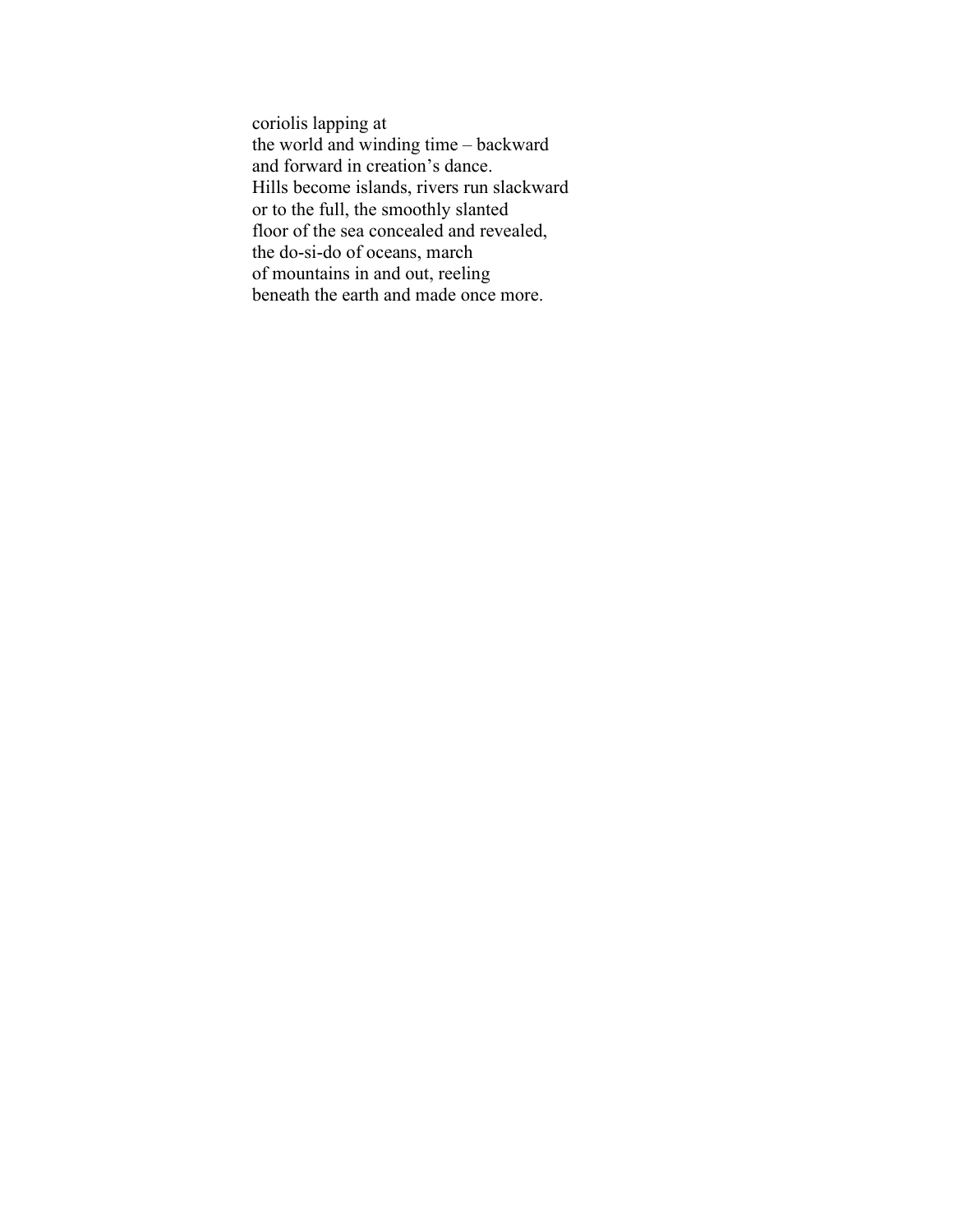coriolis lapping at  
the world and winding time – backward  
and forward in creation's dance.  
Hills become islands, rivers run slackward  
or to the full, the smoothly slanted  
floor of the sea concealed and revealed,  
the do-si-do of oceans, march  
of mountains in and out, reeling  
beneath the earth and made once more.